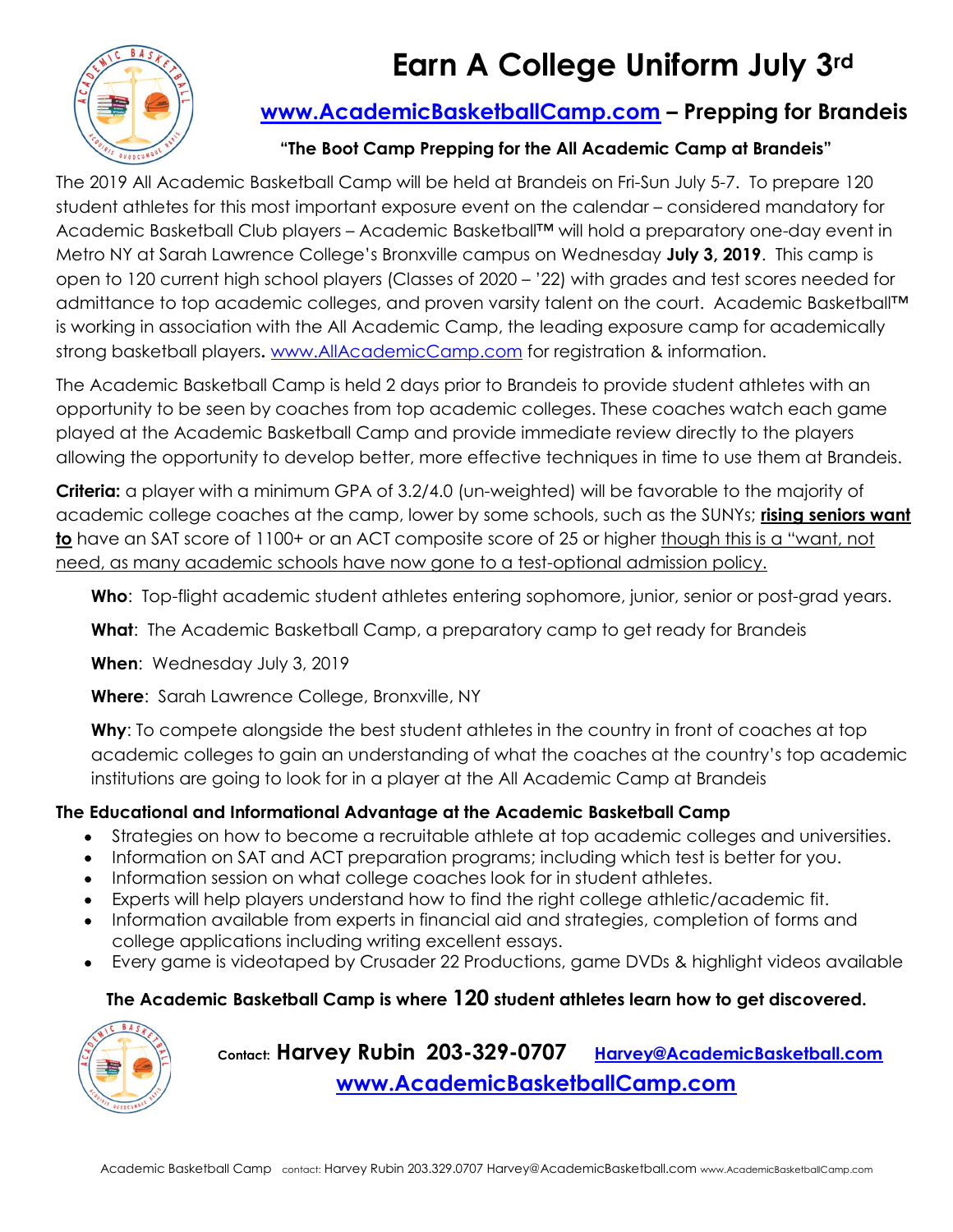# Earn A College Uniform July 3rd

## www.AcademicBasketballCamp.com – Prepping for Brandeis

**"The Boot Camp Prepping for the All Academic Camp at Brandeis"**

The 2019 All Academic Basketball Camp will be held at Brandeis on Fri-Sun July 5-7. To prepare 120 student athletes for this most important exposure event on the calendar – considered mandatory for Academic Basketball Club players – Academic Basketball™ will hold a preparatory one-day event in Metro NY at Sarah Lawrence College's Bronxville campus on Wednesday **July 3, 2019**. This camp is open to 120 current high school players (Classes of 2020 – '22) with grades and test scores needed for admittance to top academic colleges, and proven varsity talent on the court. Academic Basketball™ is working in association with the All Academic Camp, the leading exposure camp for academically strong basketball players**.** www.AllAcademicCamp.com for registration & information.

The Academic Basketball Camp is held 2 days prior to Brandeis to provide student athletes with an opportunity to be seen by coaches from top academic colleges. These coaches watch each game played at the Academic Basketball Camp and provide immediate review directly to the players allowing the opportunity to develop better, more effective techniques in time to use them at Brandeis.

**Criteria:** a player with a minimum GPA of 3.2/4.0 (un-weighted) will be favorable to the majority of academic college coaches at the camp, lower by some schools, such as the SUNYs; **rising seniors want to** have an SAT score of 1100+ or an ACT composite score of 25 or higher though this is a "want, not need, as many academic schools have now gone to a test-optional admission policy.

**Who**: Top-flight academic student athletes entering sophomore, junior, senior or post-grad years.

**What**: The Academic Basketball Camp, a preparatory camp to get ready for Brandeis

**When**: Wednesday July 3, 2019

**Where**: Sarah Lawrence College, Bronxville, NY

**Why**: To compete alongside the best student athletes in the country in front of coaches at top academic colleges to gain an understanding of what the coaches at the country's top academic institutions are going to look for in a player at the All Academic Camp at Brandeis

### The Educational and Informational Advantage at the Academic Basketball Camp

- Strategies on how to become a recruitable athlete at top academic colleges and universities.
- Information on SAT and ACT preparation programs; including which test is better for you.
- Information session on what college coaches look for in student athletes.
- Experts will help players understand how to find the right college athletic/academic fit.
- Information available from experts in financial aid and strategies, completion of forms and college applications including writing excellent essays.
- Every game is videotaped by Crusader 22 Productions, game DVDs & highlight videos available

**The Academic Basketball Camp is where 120 student athletes learn how to get discovered.**

Contact: **Harvey Rubin 203-329-0707** Harvey@AcademicBasketball.com

www.AcademicBasketballCamp.com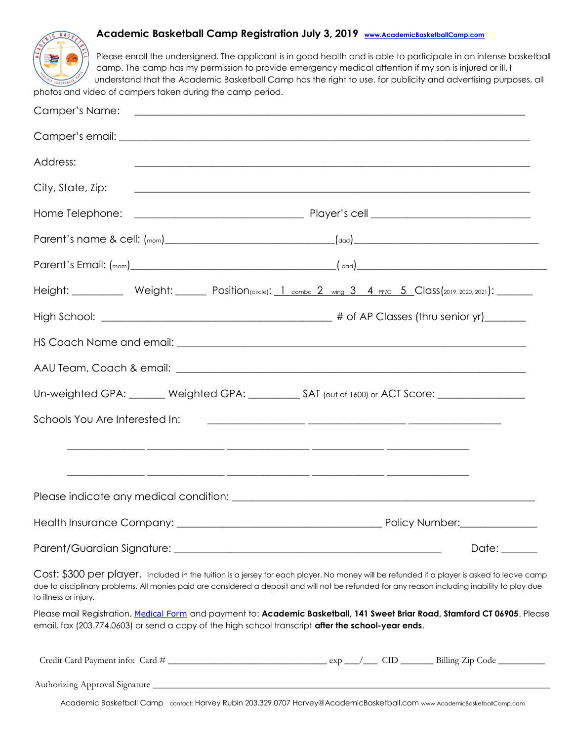# Academic Basketball Camp Registration July 3, 2019 www.AcademicBasketballCamp.com

Please enroll the undersigned. The applicant is in good health and is able to participate in an intense basketball camp. The camp has my permission to provide emergency medical attention if my son is injured or ill. I understand that the Academic Basketball Camp has the right to use, for publicity and advertising purposes, all photos and video of campers taken during the camp period.

Camper's Name: ______________________________________________

Camper's email: ______________________________________________

Address: ______________________________________________

City, State, Zip: ______________________________________________

Home Telephone: ____________________ Player's cell ____________________

Parent's name & cell: (mom)____________________(dad)____________________

Parent's Email: (mom)____________________( dad)____________________

Height: ________ Weight: _____ Position(circle): 1 combo 2 wing 3 4 PF/C 5 Class(2019, 2020, 2021): ______

High School: ______________________________ # of AP Classes (thru senior yr)______

HS Coach Name and email: ______________________________________________

AAU Team, Coach & email: ______________________________________________

Un-weighted GPA: ______ Weighted GPA: ________ SAT (out of 1600) or ACT Score: ____________

Schools You Are Interested In: ____________ ____________ ____________

____________ ____________ ____________ ____________ ____________

____________ ____________ ____________ ____________ ____________

Please indicate any medical condition: ______________________________________________

Health Insurance Company: ______________________________ Policy Number:____________

Parent/Guardian Signature: ______________________________________ Date: ______

Cost: $300 per player. Included in the tuition is a jersey for each player. No money will be refunded if a player is asked to leave camp due to disciplinary problems. All monies paid are considered a deposit and will not be refunded for any reason including inability to play due to illness or injury.

Please mail Registration, Medical Form and payment to: **Academic Basketball, 141 Sweet Briar Road, Stamford CT 06905**. Please email, fax (203.774.0603) or send a copy of the high school transcript **after the school-year ends**.

Credit Card Payment info: Card # ______________________ exp ___/___ CID ______ Billing Zip Code ________

Authorizing Approval Signature ______________________________________________

Academic Basketball Camp contact: Harvey Rubin 203.329.0707 Harvey@AcademicBasketball.com www.AcademicBasketballCamp.com